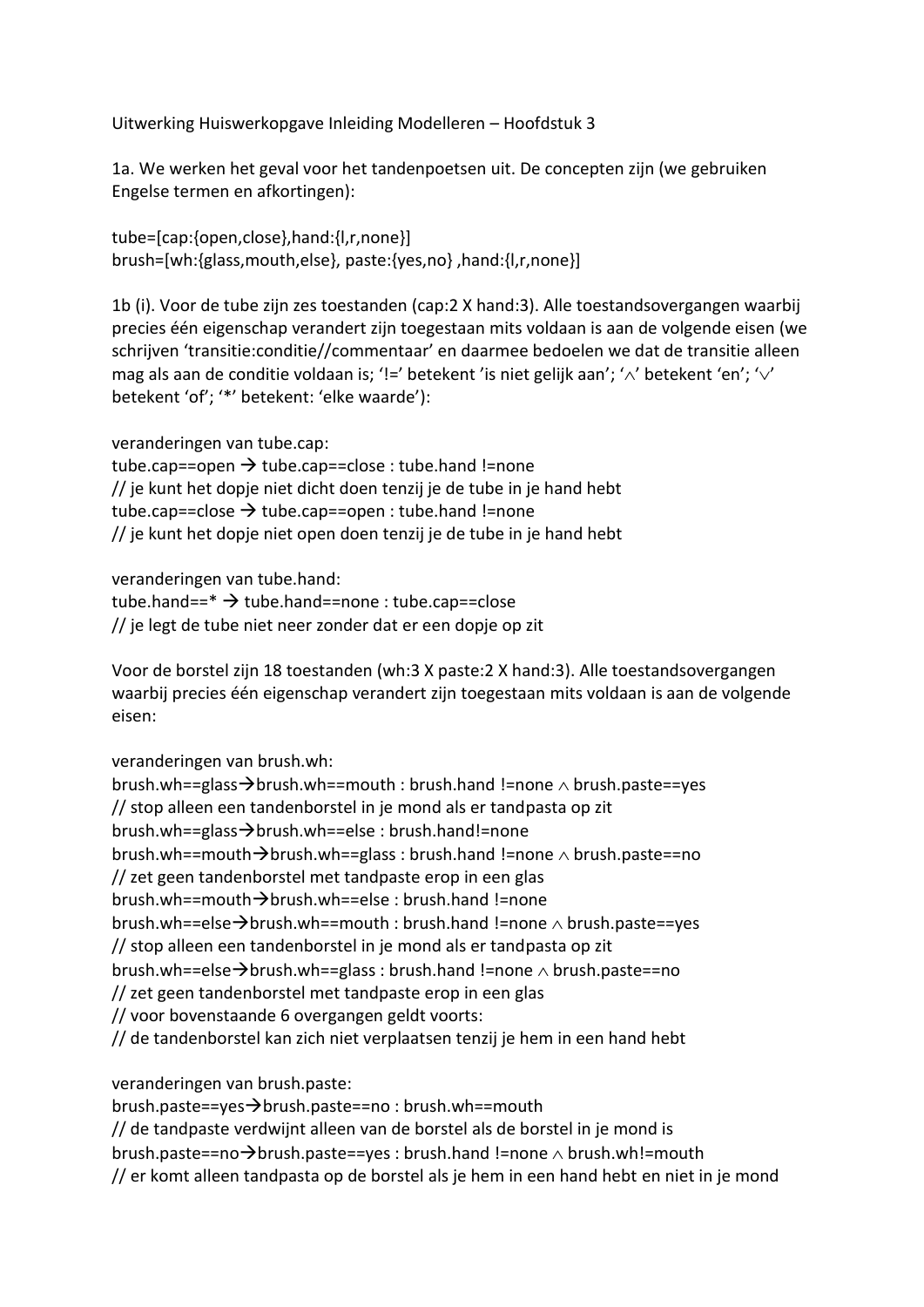Uitwerking Huiswerkopgave Inleiding Modelleren – Hoofdstuk 3

1a. We werken het geval voor het tandenpoetsen uit. De concepten zijn (we gebruiken Engelse termen en afkortingen):

tube=[cap:{open,close},hand:{l,r,none}]
brush=[wh:{glass,mouth,else}, paste:{yes,no} ,hand:{l,r,none}]

1b (i). Voor de tube zijn zes toestanden (cap:2 X hand:3). Alle toestandsovergangen waarbij precies één eigenschap verandert zijn toegestaan mits voldaan is aan de volgende eisen (we schrijven 'transitie:conditie//commentaar' en daarmee bedoelen we dat de transitie alleen mag als aan de conditie voldaan is; '!=' betekent 'is niet gelijk aan'; '$\wedge$' betekent 'en'; '$\vee$' betekent 'of'; '*' betekent: 'elke waarde'):

veranderingen van tube.cap:
tube.cap==open → tube.cap==close : tube.hand !=none
// je kunt het dopje niet dicht doen tenzij je de tube in je hand hebt
tube.cap==close → tube.cap==open : tube.hand !=none
// je kunt het dopje niet open doen tenzij je de tube in je hand hebt

veranderingen van tube.hand:
tube.hand==* → tube.hand==none : tube.cap==close
// je legt de tube niet neer zonder dat er een dopje op zit

Voor de borstel zijn 18 toestanden (wh:3 X paste:2 X hand:3). Alle toestandsovergangen waarbij precies één eigenschap verandert zijn toegestaan mits voldaan is aan de volgende eisen:

veranderingen van brush.wh:
brush.wh==glass→brush.wh==mouth : brush.hand !=none $\wedge$ brush.paste==yes
// stop alleen een tandenborstel in je mond als er tandpasta op zit
brush.wh==glass→brush.wh==else : brush.hand!=none
brush.wh==mouth→brush.wh==glass : brush.hand !=none $\wedge$ brush.paste==no
// zet geen tandenborstel met tandpaste erop in een glas
brush.wh==mouth→brush.wh==else : brush.hand !=none
brush.wh==else→brush.wh==mouth : brush.hand !=none $\wedge$ brush.paste==yes
// stop alleen een tandenborstel in je mond als er tandpasta op zit
brush.wh==else→brush.wh==glass : brush.hand !=none $\wedge$ brush.paste==no
// zet geen tandenborstel met tandpaste erop in een glas
// voor bovenstaande 6 overgangen geldt voorts:
// de tandenborstel kan zich niet verplaatsen tenzij je hem in een hand hebt

veranderingen van brush.paste:
brush.paste==yes→brush.paste==no : brush.wh==mouth
// de tandpaste verdwijnt alleen van de borstel als de borstel in je mond is
brush.paste==no→brush.paste==yes : brush.hand !=none $\wedge$ brush.wh!=mouth
// er komt alleen tandpasta op de borstel als je hem in een hand hebt en niet in je mond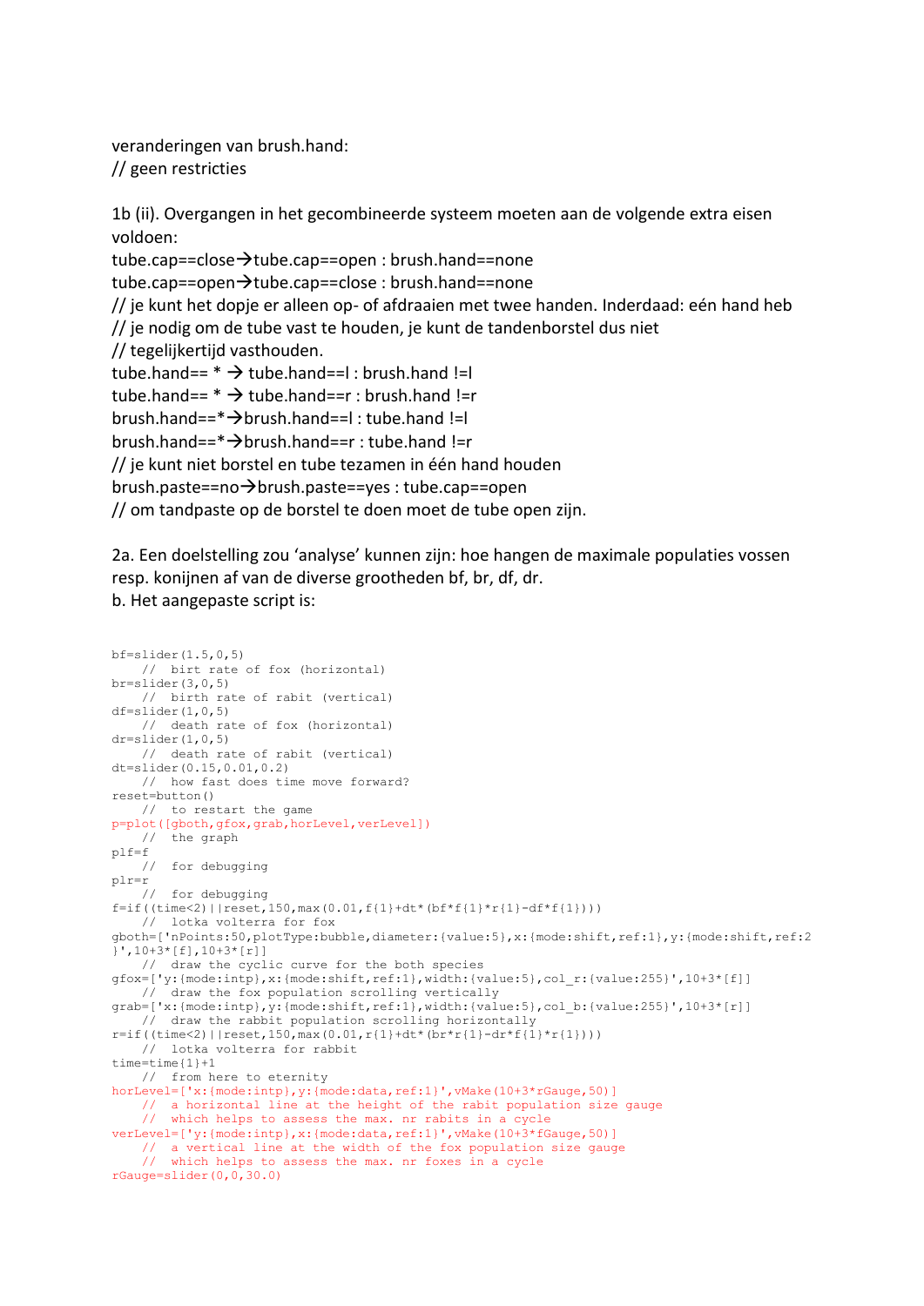veranderingen van brush.hand:
// geen restricties

1b (ii). Overgangen in het gecombineerde systeem moeten aan de volgende extra eisen voldoen:
tube.cap==close→tube.cap==open : brush.hand==none
tube.cap==open→tube.cap==close : brush.hand==none
// je kunt het dopje er alleen op- of afdraaien met twee handen. Inderdaad: eén hand heb
// je nodig om de tube vast te houden, je kunt de tandenborstel dus niet
// tegelijkertijd vasthouden.
tube.hand== * → tube.hand==l : brush.hand !=l
tube.hand== * → tube.hand==r : brush.hand !=r
brush.hand==*→brush.hand==l : tube.hand !=l
brush.hand==*→brush.hand==r : tube.hand !=r
// je kunt niet borstel en tube tezamen in één hand houden
brush.paste==no→brush.paste==yes : tube.cap==open
// om tandpaste op de borstel te doen moet de tube open zijn.

2a. Een doelstelling zou 'analyse' kunnen zijn: hoe hangen de maximale populaties vossen resp. konijnen af van de diverse grootheden bf, br, df, dr.
b. Het aangepaste script is:

```
bf=slider(1.5,0,5)
    //  birt rate of fox (horizontal)
br=slider(3,0,5)
    //  birth rate of rabit (vertical)
df=slider(1,0,5)
    //  death rate of fox (horizontal)
dr=slider(1,0,5)
    //  death rate of rabit (vertical)
dt=slider(0.15,0.01,0.2)
    //  how fast does time move forward?
reset=button()
    //  to restart the game
p=plot([gboth,gfox,grab,horLevel,verLevel])
    //  the graph
plf=f
    //  for debugging
plr=r
    //  for debugging
f=if((time<2)||reset,150,max(0.01,f{1}+dt*(bf*f{1}*r{1}-df*f{1})))
    //  lotka volterra for fox
gboth=['nPoints:50,plotType:bubble,diameter:{value:5},x:{mode:shift,ref:1},y:{mode:shift,ref:2
}',10+3*[f],10+3*[r]]
    //  draw the cyclic curve for the both species
gfox=['y:{mode:intp},x:{mode:shift,ref:1},width:{value:5},col_r:{value:255}',10+3*[f]]
    //  draw the fox population scrolling vertically
grab=['x:{mode:intp},y:{mode:shift,ref:1},width:{value:5},col_b:{value:255}',10+3*[r]]
    //  draw the rabbit population scrolling horizontally
r=if((time<2)||reset,150,max(0.01,r{1}+dt*(br*r{1}-dr*f{1}*r{1})))
    //  lotka volterra for rabbit
time=time{1}+1
    //  from here to eternity
horLevel=['x:{mode:intp},y:{mode:data,ref:1}',vMake(10+3*rGauge,50)]
    //  a horizontal line at the height of the rabit population size gauge
    //  which helps to assess the max. nr rabits in a cycle
verLevel=['y:{mode:intp},x:{mode:data,ref:1}',vMake(10+3*fGauge,50)]
    //  a vertical line at the width of the fox population size gauge
    //  which helps to assess the max. nr foxes in a cycle
rGauge=slider(0,0,30.0)
```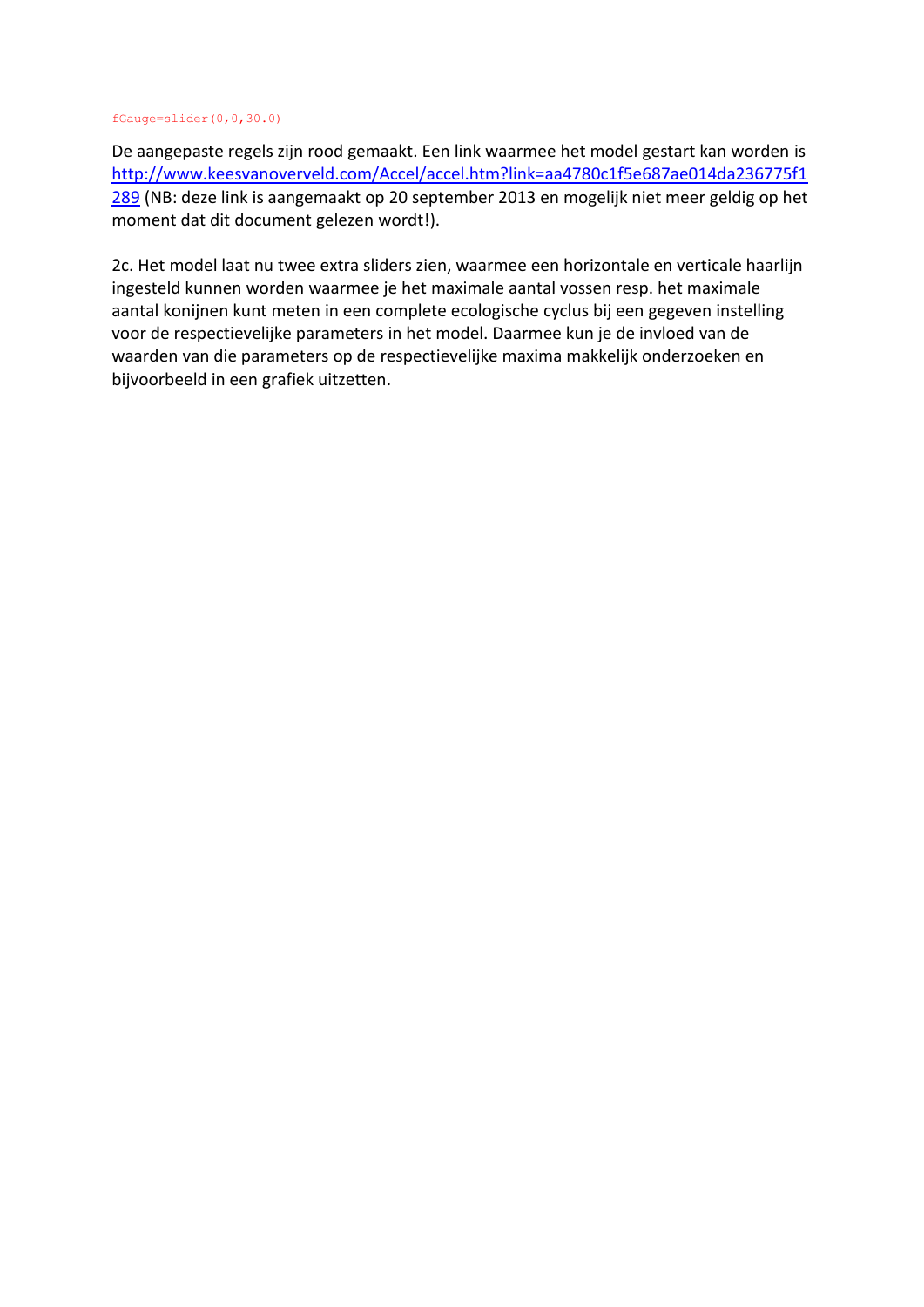```
fGauge=slider(0,0,30.0)
```

De aangepaste regels zijn rood gemaakt. Een link waarmee het model gestart kan worden is [http://www.keesvanoverveld.com/Accel/accel.htm?link=aa4780c1f5e687ae014da236775f1289](http://www.keesvanoverveld.com/Accel/accel.htm?link=aa4780c1f5e687ae014da236775f1289) (NB: deze link is aangemaakt op 20 september 2013 en mogelijk niet meer geldig op het moment dat dit document gelezen wordt!).

2c. Het model laat nu twee extra sliders zien, waarmee een horizontale en verticale haarlijn ingesteld kunnen worden waarmee je het maximale aantal vossen resp. het maximale aantal konijnen kunt meten in een complete ecologische cyclus bij een gegeven instelling voor de respectievelijke parameters in het model. Daarmee kun je de invloed van de waarden van die parameters op de respectievelijke maxima makkelijk onderzoeken en bijvoorbeeld in een grafiek uitzetten.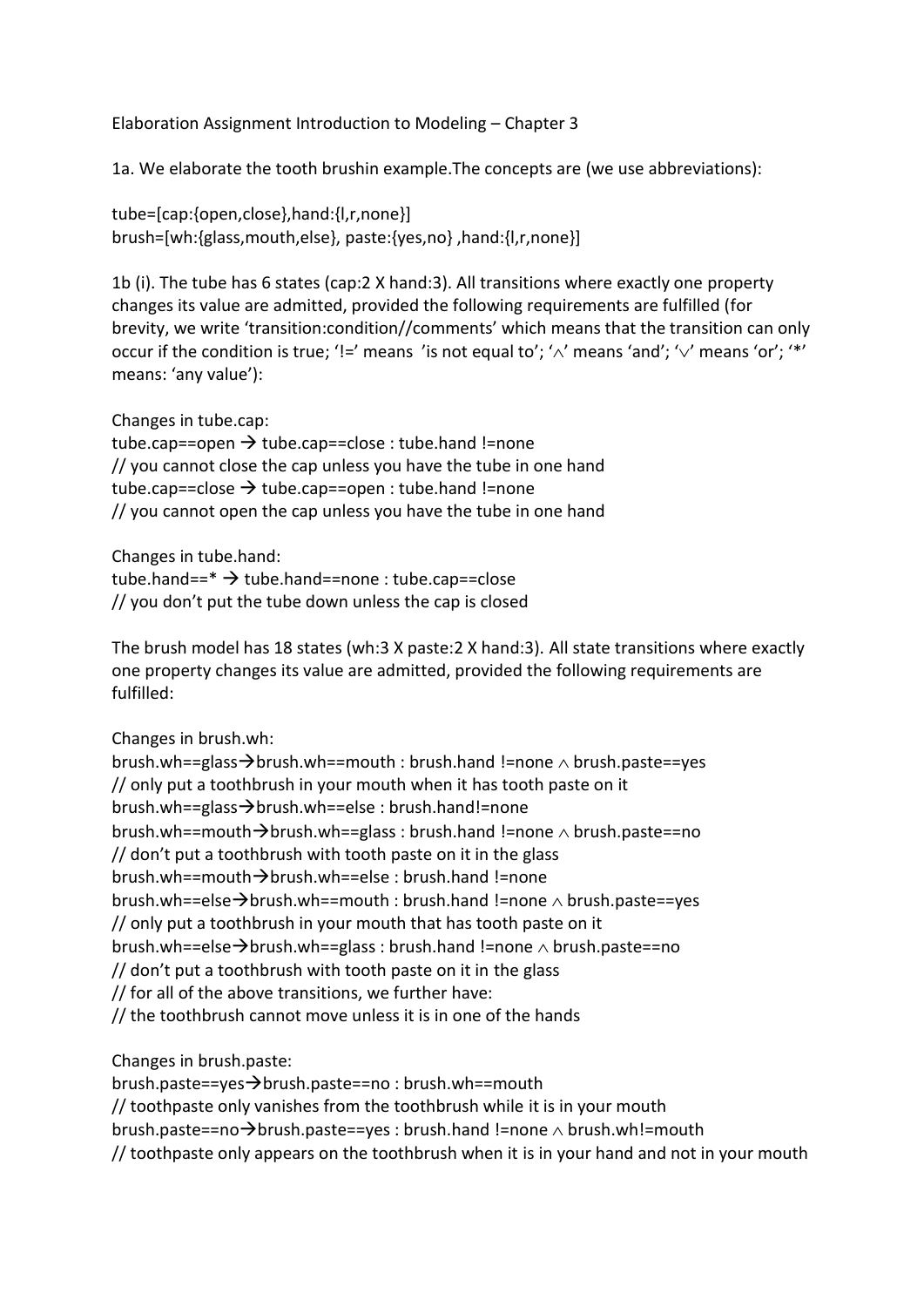Elaboration Assignment Introduction to Modeling – Chapter 3

1a. We elaborate the tooth brushin example.The concepts are (we use abbreviations):

tube=[cap:{open,close},hand:{l,r,none}]
brush=[wh:{glass,mouth,else}, paste:{yes,no} ,hand:{l,r,none}]

1b (i). The tube has 6 states (cap:2 X hand:3). All transitions where exactly one property changes its value are admitted, provided the following requirements are fulfilled (for brevity, we write 'transition:condition//comments' which means that the transition can only occur if the condition is true; '!=' means 'is not equal to'; '∧' means 'and'; '∨' means 'or'; '*' means: 'any value'):

Changes in tube.cap:
tube.cap==open → tube.cap==close : tube.hand !=none
// you cannot close the cap unless you have the tube in one hand
tube.cap==close → tube.cap==open : tube.hand !=none
// you cannot open the cap unless you have the tube in one hand

Changes in tube.hand:
tube.hand==* → tube.hand==none : tube.cap==close
// you don't put the tube down unless the cap is closed

The brush model has 18 states (wh:3 X paste:2 X hand:3). All state transitions where exactly one property changes its value are admitted, provided the following requirements are fulfilled:

Changes in brush.wh:
brush.wh==glass→brush.wh==mouth : brush.hand !=none ∧ brush.paste==yes
// only put a toothbrush in your mouth when it has tooth paste on it
brush.wh==glass→brush.wh==else : brush.hand!=none
brush.wh==mouth→brush.wh==glass : brush.hand !=none ∧ brush.paste==no
// don't put a toothbrush with tooth paste on it in the glass
brush.wh==mouth→brush.wh==else : brush.hand !=none
brush.wh==else→brush.wh==mouth : brush.hand !=none ∧ brush.paste==yes
// only put a toothbrush in your mouth that has tooth paste on it
brush.wh==else→brush.wh==glass : brush.hand !=none ∧ brush.paste==no
// don't put a toothbrush with tooth paste on it in the glass
// for all of the above transitions, we further have:
// the toothbrush cannot move unless it is in one of the hands

Changes in brush.paste:
brush.paste==yes→brush.paste==no : brush.wh==mouth
// toothpaste only vanishes from the toothbrush while it is in your mouth
brush.paste==no→brush.paste==yes : brush.hand !=none ∧ brush.wh!=mouth
// toothpaste only appears on the toothbrush when it is in your hand and not in your mouth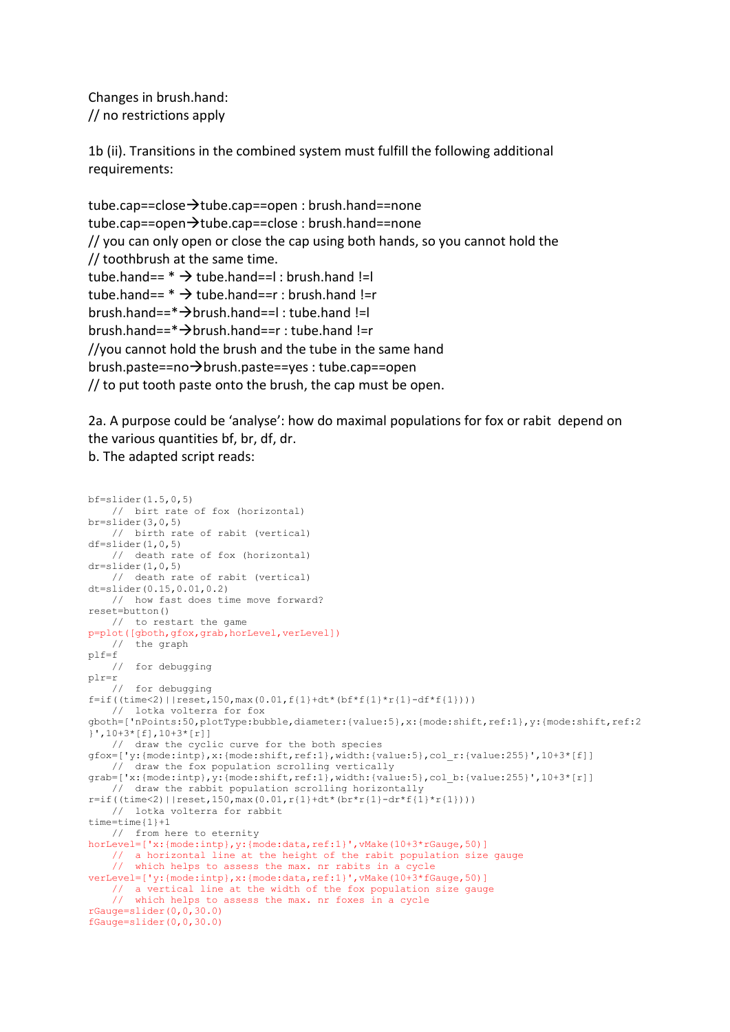Changes in brush.hand:
// no restrictions apply

1b (ii). Transitions in the combined system must fulfill the following additional requirements:

tube.cap==close→tube.cap==open : brush.hand==none
tube.cap==open→tube.cap==close : brush.hand==none
// you can only open or close the cap using both hands, so you cannot hold the
// toothbrush at the same time.
tube.hand== * → tube.hand==l : brush.hand !=l
tube.hand== * → tube.hand==r : brush.hand !=r
brush.hand==*→brush.hand==l : tube.hand !=l
brush.hand==*→brush.hand==r : tube.hand !=r
//you cannot hold the brush and the tube in the same hand
brush.paste==no→brush.paste==yes : tube.cap==open
// to put tooth paste onto the brush, the cap must be open.

2a. A purpose could be 'analyse': how do maximal populations for fox or rabit depend on the various quantities bf, br, df, dr.
b. The adapted script reads:

```
bf=slider(1.5,0,5)
    //  birt rate of fox (horizontal)
br=slider(3,0,5)
    //  birth rate of rabit (vertical)
df=slider(1,0,5)
    //  death rate of fox (horizontal)
dr=slider(1,0,5)
    //  death rate of rabit (vertical)
dt=slider(0.15,0.01,0.2)
    //  how fast does time move forward?
reset=button()
    //  to restart the game
p=plot([gboth,gfox,grab,horLevel,verLevel])
    //  the graph
plf=f
    //  for debugging
plr=r
    //  for debugging
f=if((time<2)||reset,150,max(0.01,f{1}+dt*(bf*f{1}*r{1}-df*f{1})))
    //  lotka volterra for fox
gboth=['nPoints:50,plotType:bubble,diameter:{value:5},x:{mode:shift,ref:1},y:{mode:shift,ref:2
}',10+3*[f],10+3*[r]]
    //  draw the cyclic curve for the both species
gfox=['y:{mode:intp},x:{mode:shift,ref:1},width:{value:5},col_r:{value:255}',10+3*[f]]
    //  draw the fox population scrolling vertically
grab=['x:{mode:intp},y:{mode:shift,ref:1},width:{value:5},col_b:{value:255}',10+3*[r]]
    //  draw the rabbit population scrolling horizontally
r=if((time<2)||reset,150,max(0.01,r{1}+dt*(br*r{1}-dr*f{1}*r{1})))
    //  lotka volterra for rabbit
time=time{1}+1
    //  from here to eternity
horLevel=['x:{mode:intp},y:{mode:data,ref:1}',vMake(10+3*rGauge,50)]
    //  a horizontal line at the height of the rabit population size gauge
    //  which helps to assess the max. nr rabits in a cycle
verLevel=['y:{mode:intp},x:{mode:data,ref:1}',vMake(10+3*fGauge,50)]
    //  a vertical line at the width of the fox population size gauge
    //  which helps to assess the max. nr foxes in a cycle
rGauge=slider(0,0,30.0)
fGauge=slider(0,0,30.0)
```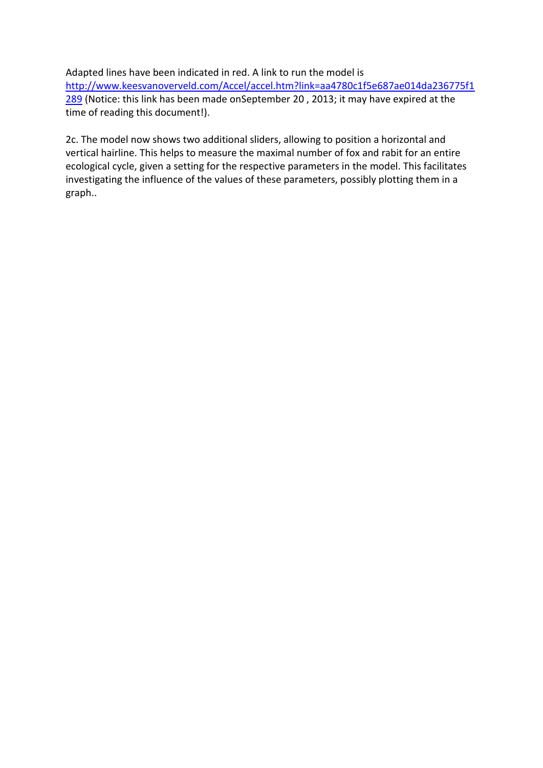Adapted lines have been indicated in red. A link to run the model is [http://www.keesvanoverveld.com/Accel/accel.htm?link=aa4780c1f5e687ae014da236775f1289](http://www.keesvanoverveld.com/Accel/accel.htm?link=aa4780c1f5e687ae014da236775f1289) (Notice: this link has been made onSeptember 20 , 2013; it may have expired at the time of reading this document!).

2c. The model now shows two additional sliders, allowing to position a horizontal and vertical hairline. This helps to measure the maximal number of fox and rabit for an entire ecological cycle, given a setting for the respective parameters in the model. This facilitates investigating the influence of the values of these parameters, possibly plotting them in a graph..